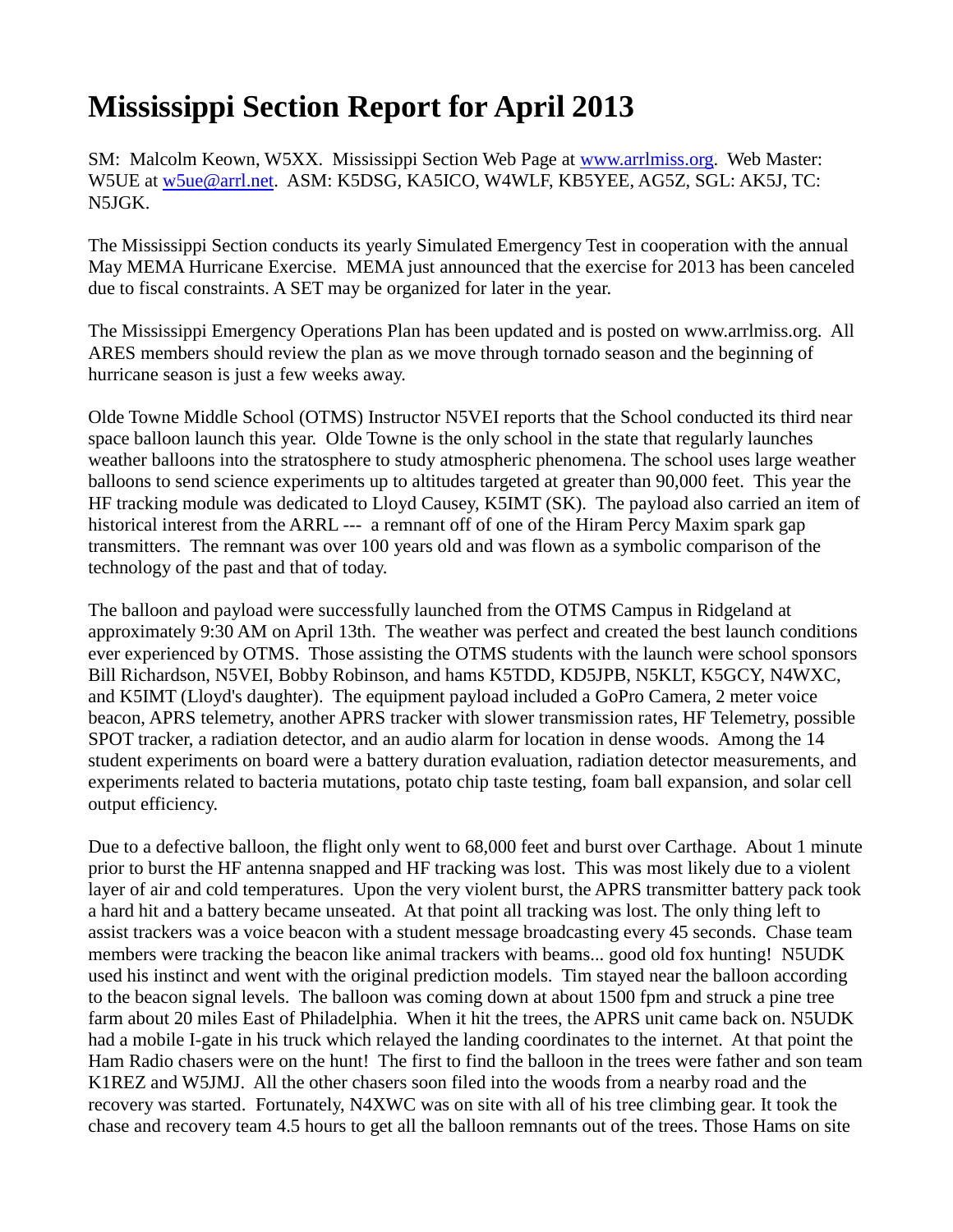# Mississippi Section Report for April 2013

SM: Malcolm Keown, W5XX. Mississippi Section Web Page at [www.arrlmiss.org](www.arrlmiss.org). Web Master: W5UE at [w5ue@arrl.net](mailto:w5ue@arrl.net). ASM: K5DSG, KA5ICO, W4WLF, KB5YEE, AG5Z, SGL: AK5J, TC: N5JGK.

The Mississippi Section conducts its yearly Simulated Emergency Test in cooperation with the annual May MEMA Hurricane Exercise. MEMA just announced that the exercise for 2013 has been canceled due to fiscal constraints. A SET may be organized for later in the year.

The Mississippi Emergency Operations Plan has been updated and is posted on www.arrlmiss.org. All ARES members should review the plan as we move through tornado season and the beginning of hurricane season is just a few weeks away.

Olde Towne Middle School (OTMS) Instructor N5VEI reports that the School conducted its third near space balloon launch this year. Olde Towne is the only school in the state that regularly launches weather balloons into the stratosphere to study atmospheric phenomena. The school uses large weather balloons to send science experiments up to altitudes targeted at greater than 90,000 feet. This year the HF tracking module was dedicated to Lloyd Causey, K5IMT (SK). The payload also carried an item of historical interest from the ARRL --- a remnant off of one of the Hiram Percy Maxim spark gap transmitters. The remnant was over 100 years old and was flown as a symbolic comparison of the technology of the past and that of today.

The balloon and payload were successfully launched from the OTMS Campus in Ridgeland at approximately 9:30 AM on April 13th. The weather was perfect and created the best launch conditions ever experienced by OTMS. Those assisting the OTMS students with the launch were school sponsors Bill Richardson, N5VEI, Bobby Robinson, and hams K5TDD, KD5JPB, N5KLT, K5GCY, N4WXC, and K5IMT (Lloyd's daughter). The equipment payload included a GoPro Camera, 2 meter voice beacon, APRS telemetry, another APRS tracker with slower transmission rates, HF Telemetry, possible SPOT tracker, a radiation detector, and an audio alarm for location in dense woods. Among the 14 student experiments on board were a battery duration evaluation, radiation detector measurements, and experiments related to bacteria mutations, potato chip taste testing, foam ball expansion, and solar cell output efficiency.

Due to a defective balloon, the flight only went to 68,000 feet and burst over Carthage. About 1 minute prior to burst the HF antenna snapped and HF tracking was lost. This was most likely due to a violent layer of air and cold temperatures. Upon the very violent burst, the APRS transmitter battery pack took a hard hit and a battery became unseated. At that point all tracking was lost. The only thing left to assist trackers was a voice beacon with a student message broadcasting every 45 seconds. Chase team members were tracking the beacon like animal trackers with beams... good old fox hunting! N5UDK used his instinct and went with the original prediction models. Tim stayed near the balloon according to the beacon signal levels. The balloon was coming down at about 1500 fpm and struck a pine tree farm about 20 miles East of Philadelphia. When it hit the trees, the APRS unit came back on. N5UDK had a mobile I-gate in his truck which relayed the landing coordinates to the internet. At that point the Ham Radio chasers were on the hunt! The first to find the balloon in the trees were father and son team K1REZ and W5JMJ. All the other chasers soon filed into the woods from a nearby road and the recovery was started. Fortunately, N4XWC was on site with all of his tree climbing gear. It took the chase and recovery team 4.5 hours to get all the balloon remnants out of the trees. Those Hams on site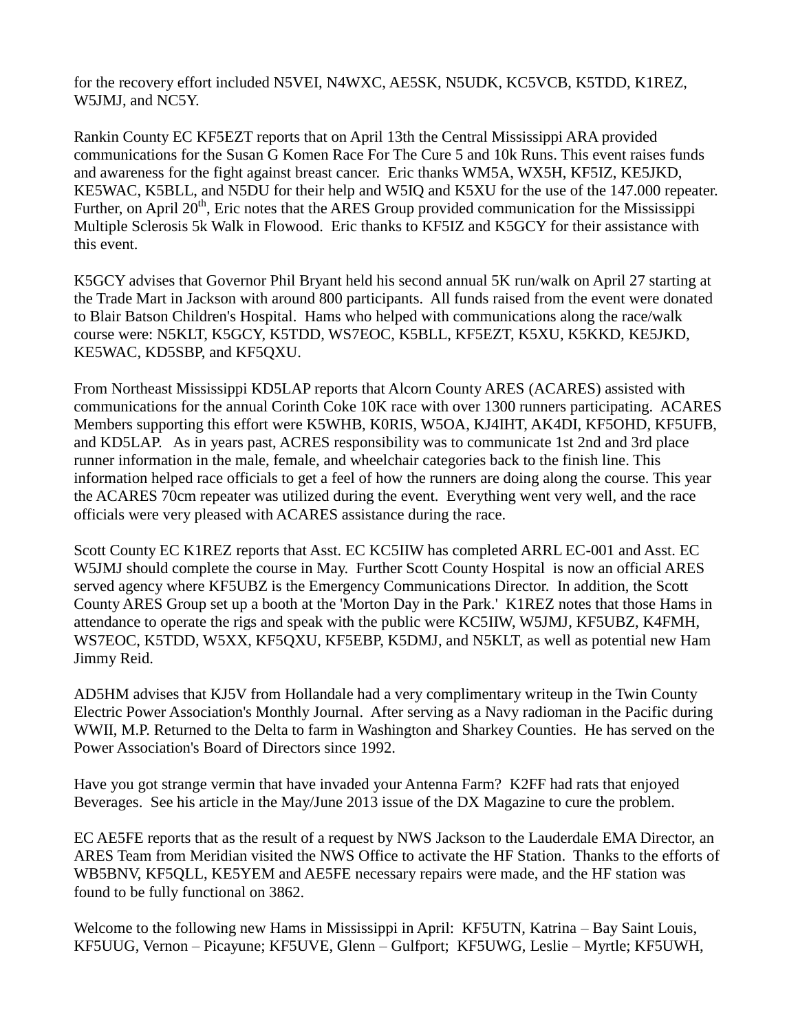for the recovery effort included N5VEI, N4WXC, AE5SK, N5UDK, KC5VCB, K5TDD, K1REZ, W5JMJ, and NC5Y.

Rankin County EC KF5EZT reports that on April 13th the Central Mississippi ARA provided communications for the Susan G Komen Race For The Cure 5 and 10k Runs. This event raises funds and awareness for the fight against breast cancer. Eric thanks WM5A, WX5H, KF5IZ, KE5JKD, KE5WAC, K5BLL, and N5DU for their help and W5IQ and K5XU for the use of the 147.000 repeater. Further, on April 20th, Eric notes that the ARES Group provided communication for the Mississippi Multiple Sclerosis 5k Walk in Flowood. Eric thanks to KF5IZ and K5GCY for their assistance with this event.

K5GCY advises that Governor Phil Bryant held his second annual 5K run/walk on April 27 starting at the Trade Mart in Jackson with around 800 participants. All funds raised from the event were donated to Blair Batson Children's Hospital. Hams who helped with communications along the race/walk course were: N5KLT, K5GCY, K5TDD, WS7EOC, K5BLL, KF5EZT, K5XU, K5KKD, KE5JKD, KE5WAC, KD5SBP, and KF5QXU.

From Northeast Mississippi KD5LAP reports that Alcorn County ARES (ACARES) assisted with communications for the annual Corinth Coke 10K race with over 1300 runners participating. ACARES Members supporting this effort were K5WHB, K0RIS, W5OA, KJ4IHT, AK4DI, KF5OHD, KF5UFB, and KD5LAP. As in years past, ACRES responsibility was to communicate 1st 2nd and 3rd place runner information in the male, female, and wheelchair categories back to the finish line. This information helped race officials to get a feel of how the runners are doing along the course. This year the ACARES 70cm repeater was utilized during the event. Everything went very well, and the race officials were very pleased with ACARES assistance during the race.

Scott County EC K1REZ reports that Asst. EC KC5IIW has completed ARRL EC-001 and Asst. EC W5JMJ should complete the course in May. Further Scott County Hospital is now an official ARES served agency where KF5UBZ is the Emergency Communications Director. In addition, the Scott County ARES Group set up a booth at the 'Morton Day in the Park.' K1REZ notes that those Hams in attendance to operate the rigs and speak with the public were KC5IIW, W5JMJ, KF5UBZ, K4FMH, WS7EOC, K5TDD, W5XX, KF5QXU, KF5EBP, K5DMJ, and N5KLT, as well as potential new Ham Jimmy Reid.

AD5HM advises that KJ5V from Hollandale had a very complimentary writeup in the Twin County Electric Power Association's Monthly Journal. After serving as a Navy radioman in the Pacific during WWII, M.P. Returned to the Delta to farm in Washington and Sharkey Counties. He has served on the Power Association's Board of Directors since 1992.

Have you got strange vermin that have invaded your Antenna Farm? K2FF had rats that enjoyed Beverages. See his article in the May/June 2013 issue of the DX Magazine to cure the problem.

EC AE5FE reports that as the result of a request by NWS Jackson to the Lauderdale EMA Director, an ARES Team from Meridian visited the NWS Office to activate the HF Station. Thanks to the efforts of WB5BNV, KF5QLL, KE5YEM and AE5FE necessary repairs were made, and the HF station was found to be fully functional on 3862.

Welcome to the following new Hams in Mississippi in April: KF5UTN, Katrina – Bay Saint Louis, KF5UUG, Vernon – Picayune; KF5UVE, Glenn – Gulfport; KF5UWG, Leslie – Myrtle; KF5UWH,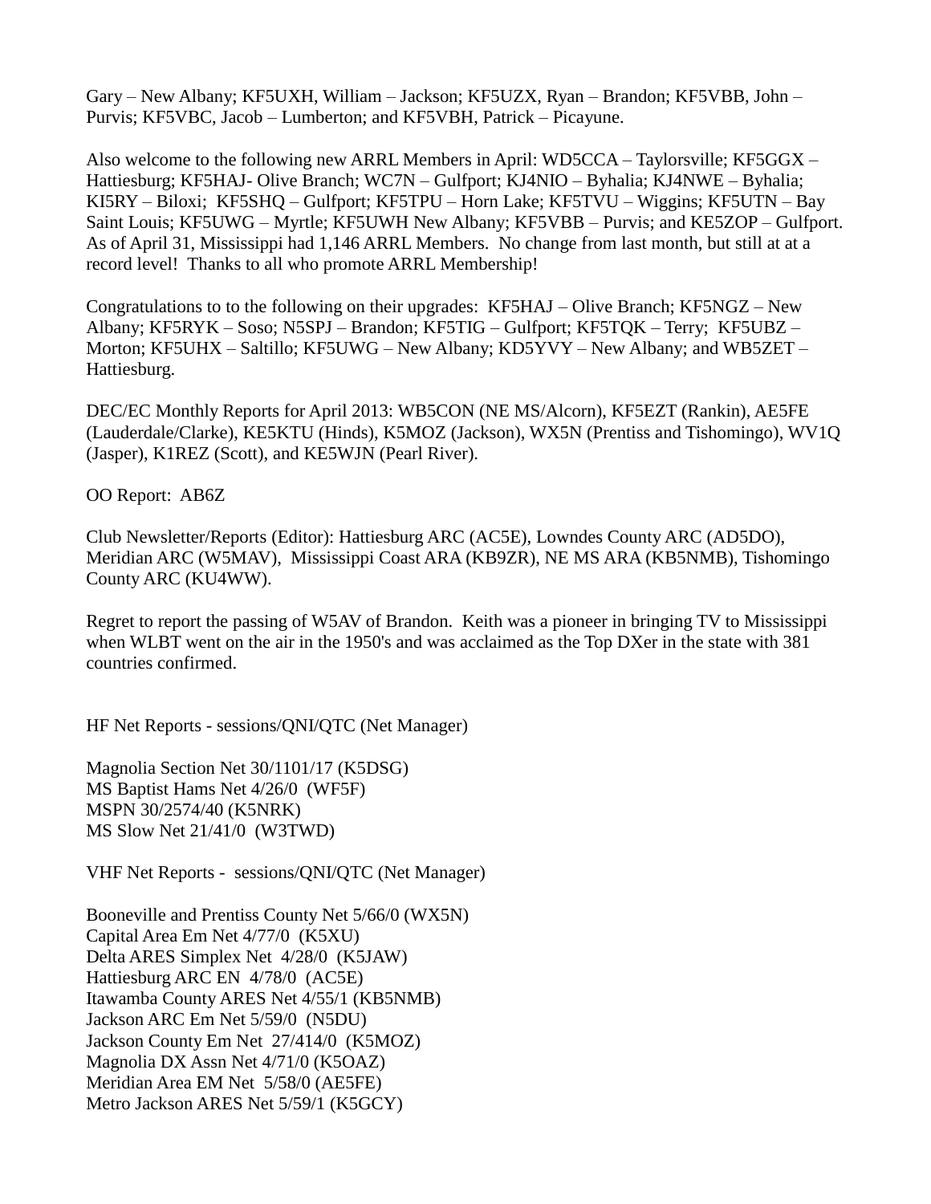Gary – New Albany; KF5UXH, William – Jackson; KF5UZX, Ryan – Brandon; KF5VBB, John – Purvis; KF5VBC, Jacob – Lumberton; and KF5VBH, Patrick – Picayune.

Also welcome to the following new ARRL Members in April: WD5CCA – Taylorsville; KF5GGX – Hattiesburg; KF5HAJ- Olive Branch; WC7N – Gulfport; KJ4NIO – Byhalia; KJ4NWE – Byhalia; KI5RY – Biloxi; KF5SHQ – Gulfport; KF5TPU – Horn Lake; KF5TVU – Wiggins; KF5UTN – Bay Saint Louis; KF5UWG – Myrtle; KF5UWH New Albany; KF5VBB – Purvis; and KE5ZOP – Gulfport. As of April 31, Mississippi had 1,146 ARRL Members. No change from last month, but still at at a record level! Thanks to all who promote ARRL Membership!

Congratulations to to the following on their upgrades: KF5HAJ – Olive Branch; KF5NGZ – New Albany; KF5RYK – Soso; N5SPJ – Brandon; KF5TIG – Gulfport; KF5TQK – Terry; KF5UBZ – Morton; KF5UHX – Saltillo; KF5UWG – New Albany; KD5YVY – New Albany; and WB5ZET – Hattiesburg.

DEC/EC Monthly Reports for April 2013: WB5CON (NE MS/Alcorn), KF5EZT (Rankin), AE5FE (Lauderdale/Clarke), KE5KTU (Hinds), K5MOZ (Jackson), WX5N (Prentiss and Tishomingo), WV1Q (Jasper), K1REZ (Scott), and KE5WJN (Pearl River).

OO Report: AB6Z

Club Newsletter/Reports (Editor): Hattiesburg ARC (AC5E), Lowndes County ARC (AD5DO), Meridian ARC (W5MAV), Mississippi Coast ARA (KB9ZR), NE MS ARA (KB5NMB), Tishomingo County ARC (KU4WW).

Regret to report the passing of W5AV of Brandon. Keith was a pioneer in bringing TV to Mississippi when WLBT went on the air in the 1950's and was acclaimed as the Top DXer in the state with 381 countries confirmed.

HF Net Reports - sessions/QNI/QTC (Net Manager)

Magnolia Section Net 30/1101/17 (K5DSG)
MS Baptist Hams Net 4/26/0 (WF5F)
MSPN 30/2574/40 (K5NRK)
MS Slow Net 21/41/0 (W3TWD)

VHF Net Reports - sessions/QNI/QTC (Net Manager)

Booneville and Prentiss County Net 5/66/0 (WX5N)
Capital Area Em Net 4/77/0 (K5XU)
Delta ARES Simplex Net 4/28/0 (K5JAW)
Hattiesburg ARC EN 4/78/0 (AC5E)
Itawamba County ARES Net 4/55/1 (KB5NMB)
Jackson ARC Em Net 5/59/0 (N5DU)
Jackson County Em Net 27/414/0 (K5MOZ)
Magnolia DX Assn Net 4/71/0 (K5OAZ)
Meridian Area EM Net 5/58/0 (AE5FE)
Metro Jackson ARES Net 5/59/1 (K5GCY)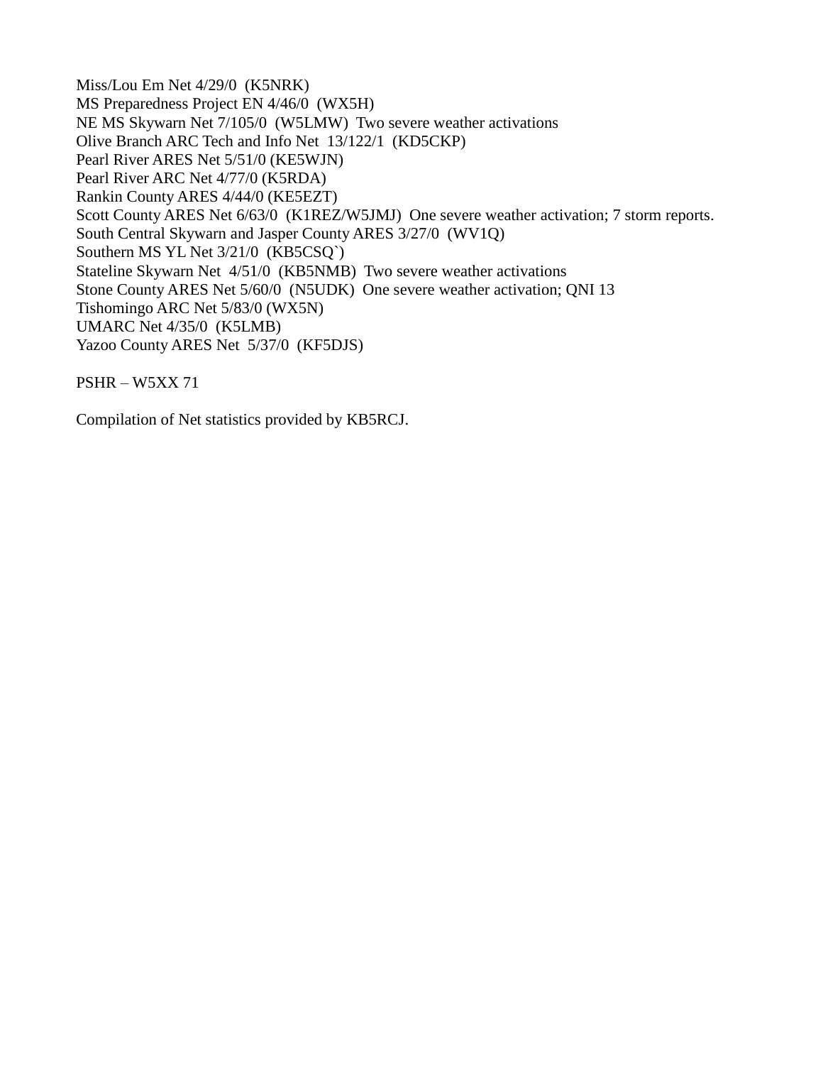Miss/Lou Em Net 4/29/0  (K5NRK)
MS Preparedness Project EN 4/46/0  (WX5H)
NE MS Skywarn Net 7/105/0  (W5LMW)  Two severe weather activations
Olive Branch ARC Tech and Info Net  13/122/1  (KD5CKP)
Pearl River ARES Net 5/51/0 (KE5WJN)
Pearl River ARC Net 4/77/0 (K5RDA)
Rankin County ARES 4/44/0 (KE5EZT)
Scott County ARES Net 6/63/0  (K1REZ/W5JMJ)  One severe weather activation; 7 storm reports.
South Central Skywarn and Jasper County ARES 3/27/0  (WV1Q)
Southern MS YL Net 3/21/0  (KB5CSQ`)
Stateline Skywarn Net  4/51/0  (KB5NMB)  Two severe weather activations
Stone County ARES Net 5/60/0  (N5UDK)  One severe weather activation; QNI 13
Tishomingo ARC Net 5/83/0 (WX5N)
UMARC Net 4/35/0  (K5LMB)
Yazoo County ARES Net  5/37/0  (KF5DJS)

PSHR – W5XX 71

Compilation of Net statistics provided by KB5RCJ.